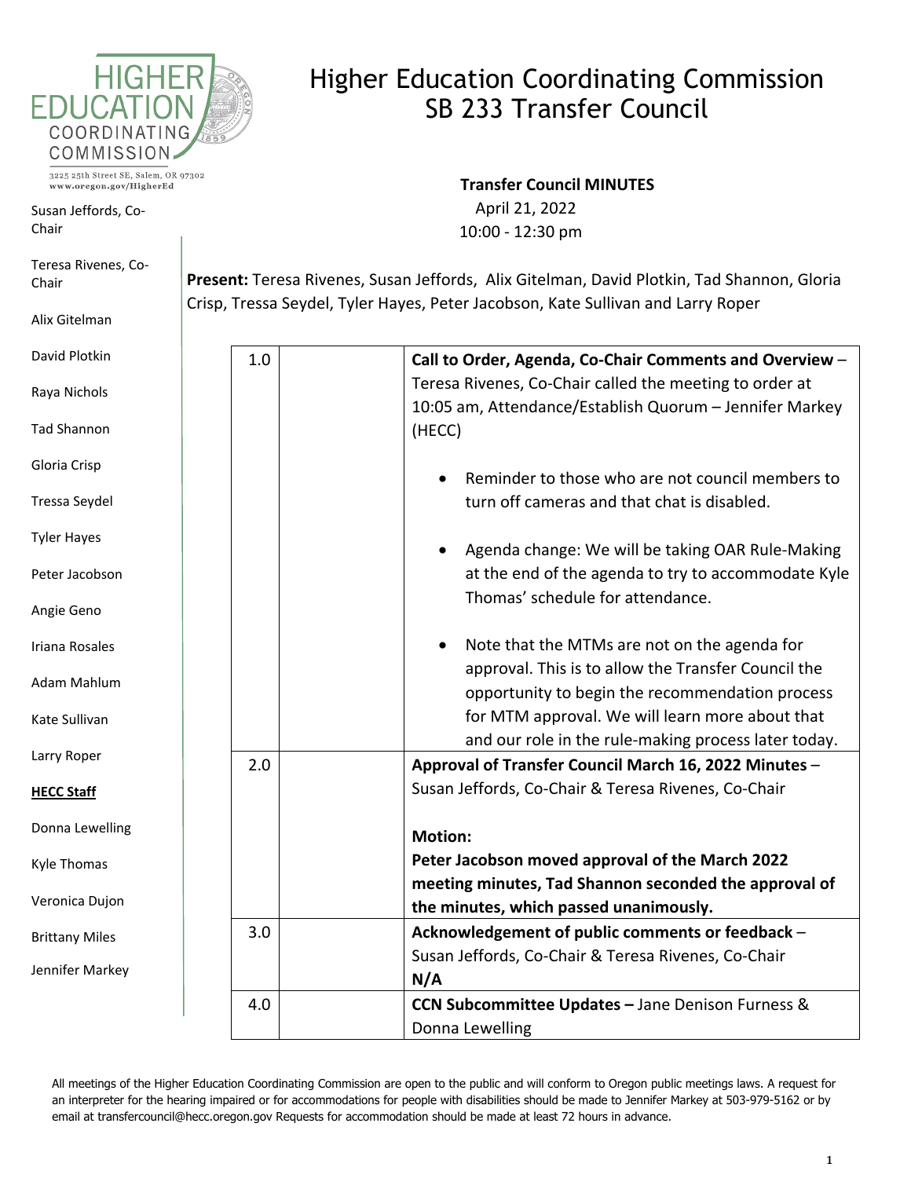HIGHER EDUCATION COORDINATING COMMISSION

3225 25th Street SE, Salem, OR 97302
www.oregon.gov/HigherEd

# Higher Education Coordinating Commission
# SB 233 Transfer Council

**Transfer Council MINUTES**
April 21, 2022
10:00 - 12:30 pm

Susan Jeffords, Co-Chair

Teresa Rivenes, Co-Chair

Alix Gitelman

David Plotkin

Raya Nichols

Tad Shannon

Gloria Crisp

Tressa Seydel

Tyler Hayes

Peter Jacobson

Angie Geno

Iriana Rosales

Adam Mahlum

Kate Sullivan

Larry Roper

**HECC Staff**

Donna Lewelling

Kyle Thomas

Veronica Dujon

Brittany Miles

Jennifer Markey

**Present:** Teresa Rivenes, Susan Jeffords, Alix Gitelman, David Plotkin, Tad Shannon, Gloria Crisp, Tressa Seydel, Tyler Hayes, Peter Jacobson, Kate Sullivan and Larry Roper

| | | |
|---|---|---|
| 1.0 | | **Call to Order, Agenda, Co-Chair Comments and Overview** – Teresa Rivenes, Co-Chair called the meeting to order at 10:05 am, Attendance/Establish Quorum – Jennifer Markey (HECC)<br><br>• Reminder to those who are not council members to turn off cameras and that chat is disabled.<br><br>• Agenda change: We will be taking OAR Rule-Making at the end of the agenda to try to accommodate Kyle Thomas' schedule for attendance.<br><br>• Note that the MTMs are not on the agenda for approval. This is to allow the Transfer Council the opportunity to begin the recommendation process for MTM approval. We will learn more about that and our role in the rule-making process later today. |
| 2.0 | | **Approval of Transfer Council March 16, 2022 Minutes** – Susan Jeffords, Co-Chair & Teresa Rivenes, Co-Chair<br><br>**Motion:**<br>**Peter Jacobson moved approval of the March 2022 meeting minutes, Tad Shannon seconded the approval of the minutes, which passed unanimously.** |
| 3.0 | | **Acknowledgement of public comments or feedback** – Susan Jeffords, Co-Chair & Teresa Rivenes, Co-Chair<br>**N/A** |
| 4.0 | | **CCN Subcommittee Updates –** Jane Denison Furness & Donna Lewelling |

All meetings of the Higher Education Coordinating Commission are open to the public and will conform to Oregon public meetings laws. A request for an interpreter for the hearing impaired or for accommodations for people with disabilities should be made to Jennifer Markey at 503-979-5162 or by email at transfercouncil@hecc.oregon.gov Requests for accommodation should be made at least 72 hours in advance.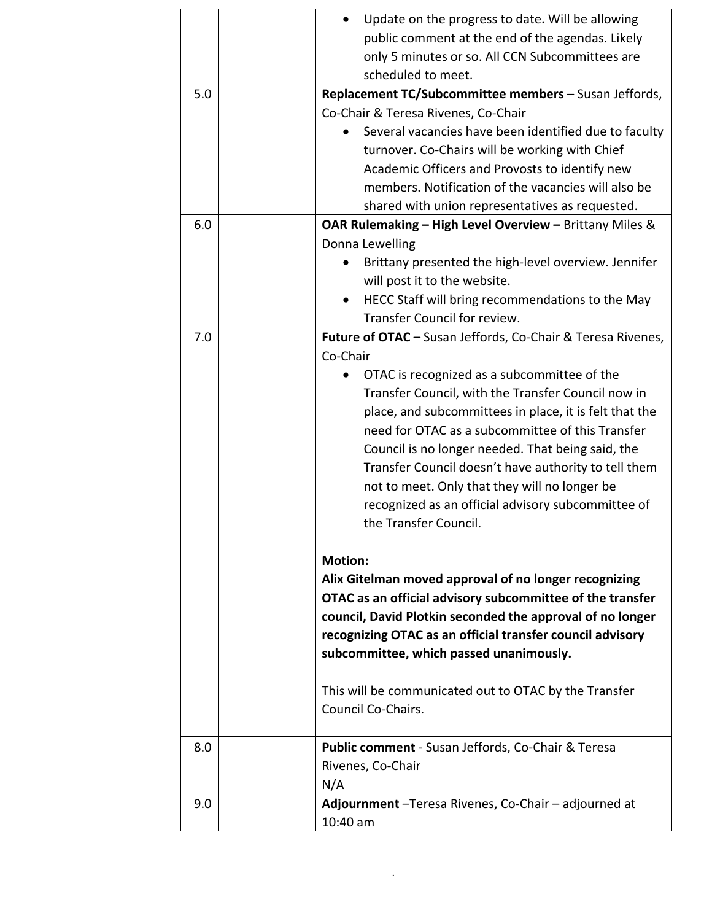| | | |
|---|---|---|
| | | <ul><li>Update on the progress to date. Will be allowing public comment at the end of the agendas. Likely only 5 minutes or so. All CCN Subcommittees are scheduled to meet.</li></ul> |
| 5.0 | | **Replacement TC/Subcommittee members** – Susan Jeffords, Co-Chair & Teresa Rivenes, Co-Chair<ul><li>Several vacancies have been identified due to faculty turnover. Co-Chairs will be working with Chief Academic Officers and Provosts to identify new members. Notification of the vacancies will also be shared with union representatives as requested.</li></ul> |
| 6.0 | | **OAR Rulemaking – High Level Overview –** Brittany Miles & Donna Lewelling<ul><li>Brittany presented the high-level overview. Jennifer will post it to the website.</li><li>HECC Staff will bring recommendations to the May Transfer Council for review.</li></ul> |
| 7.0 | | **Future of OTAC –** Susan Jeffords, Co-Chair & Teresa Rivenes, Co-Chair<ul><li>OTAC is recognized as a subcommittee of the Transfer Council, with the Transfer Council now in place, and subcommittees in place, it is felt that the need for OTAC as a subcommittee of this Transfer Council is no longer needed. That being said, the Transfer Council doesn't have authority to tell them not to meet. Only that they will no longer be recognized as an official advisory subcommittee of the Transfer Council.</li></ul>**Motion:**<br>**Alix Gitelman moved approval of no longer recognizing OTAC as an official advisory subcommittee of the transfer council, David Plotkin seconded the approval of no longer recognizing OTAC as an official transfer council advisory subcommittee, which passed unanimously.**<br><br>This will be communicated out to OTAC by the Transfer Council Co-Chairs. |
| 8.0 | | **Public comment** - Susan Jeffords, Co-Chair & Teresa Rivenes, Co-Chair<br>N/A |
| 9.0 | | **Adjournment** –Teresa Rivenes, Co-Chair – adjourned at 10:40 am |